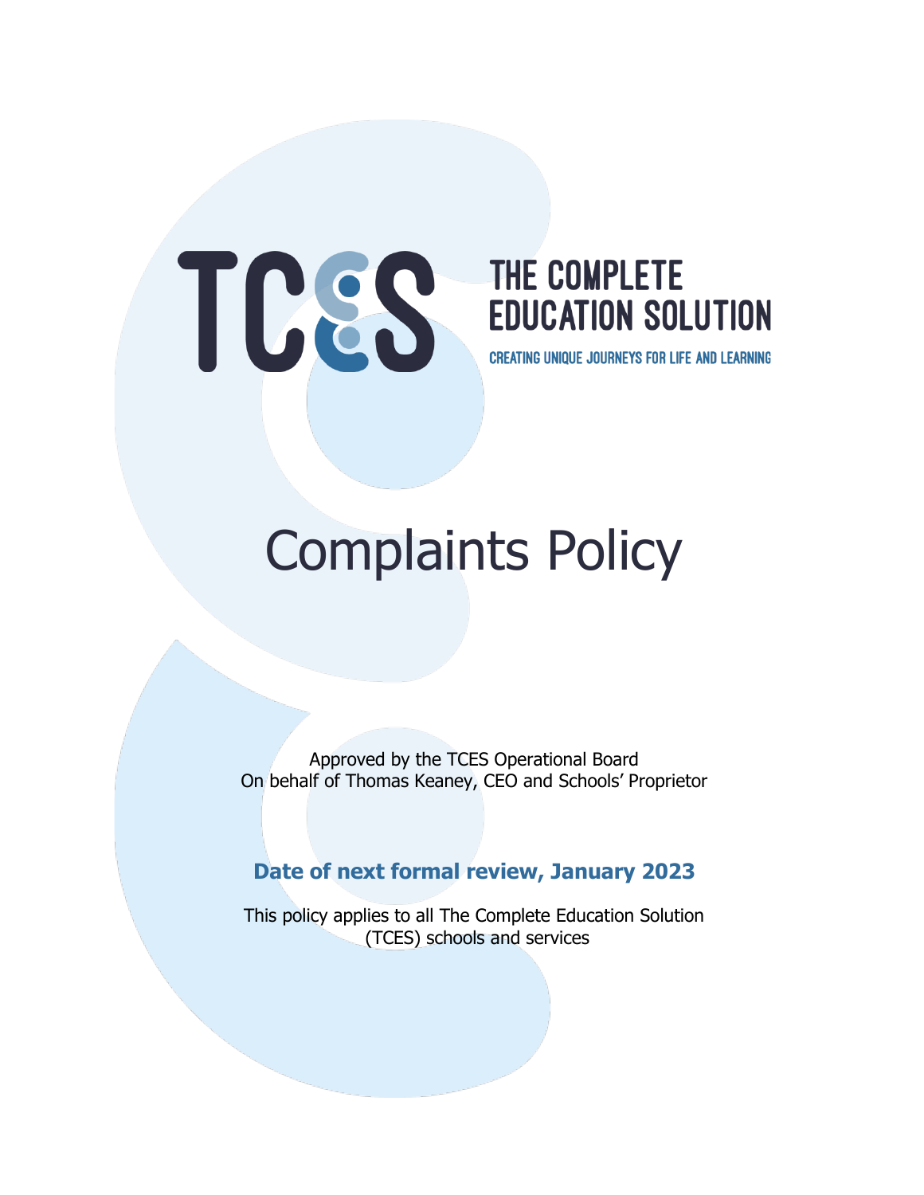TCES

THE COMPLETE EDUCATION SOLUTION

CREATING UNIQUE JOURNEYS FOR LIFE AND LEARNING

# Complaints Policy

Approved by the TCES Operational Board
On behalf of Thomas Keaney, CEO and Schools' Proprietor

**Date of next formal review, January 2023**

This policy applies to all The Complete Education Solution (TCES) schools and services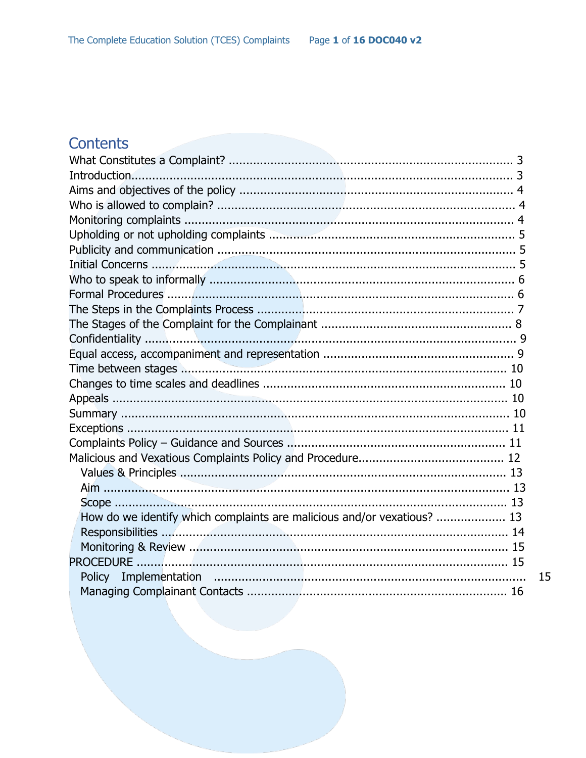# Contents

What Constitutes a Complaint? .................................................................................. 3
Introduction................................................................................................................ 3
Aims and objectives of the policy ................................................................................ 4
Who is allowed to complain? ...................................................................................... 4
Monitoring complaints ................................................................................................ 4
Upholding or not upholding complaints ...................................................................... 5
Publicity and communication ...................................................................................... 5
Initial Concerns .......................................................................................................... 5
Who to speak to informally ......................................................................................... 6
Formal Procedures ..................................................................................................... 6
The Steps in the Complaints Process .......................................................................... 7
The Stages of the Complaint for the Complainant ....................................................... 8
Confidentiality ............................................................................................................ 9
Equal access, accompaniment and representation ....................................................... 9
Time between stages ................................................................................................. 10
Changes to time scales and deadlines ....................................................................... 10
Appeals .................................................................................................................... 10
Summary .................................................................................................................. 10
Exceptions ................................................................................................................ 11
Complaints Policy – Guidance and Sources ............................................................... 11
Malicious and Vexatious Complaints Policy and Procedure.......................................... 12
- Values & Principles ................................................................................................ 13
- Aim ....................................................................................................................... 13
- Scope .................................................................................................................... 13
- How do we identify which complaints are malicious and/or vexatious? .................... 13
- Responsibilities ...................................................................................................... 14
- Monitoring & Review ............................................................................................. 15

PROCEDURE ............................................................................................................. 15
- Policy Implementation ........................................................................................... 15
- Managing Complainant Contacts ............................................................................ 16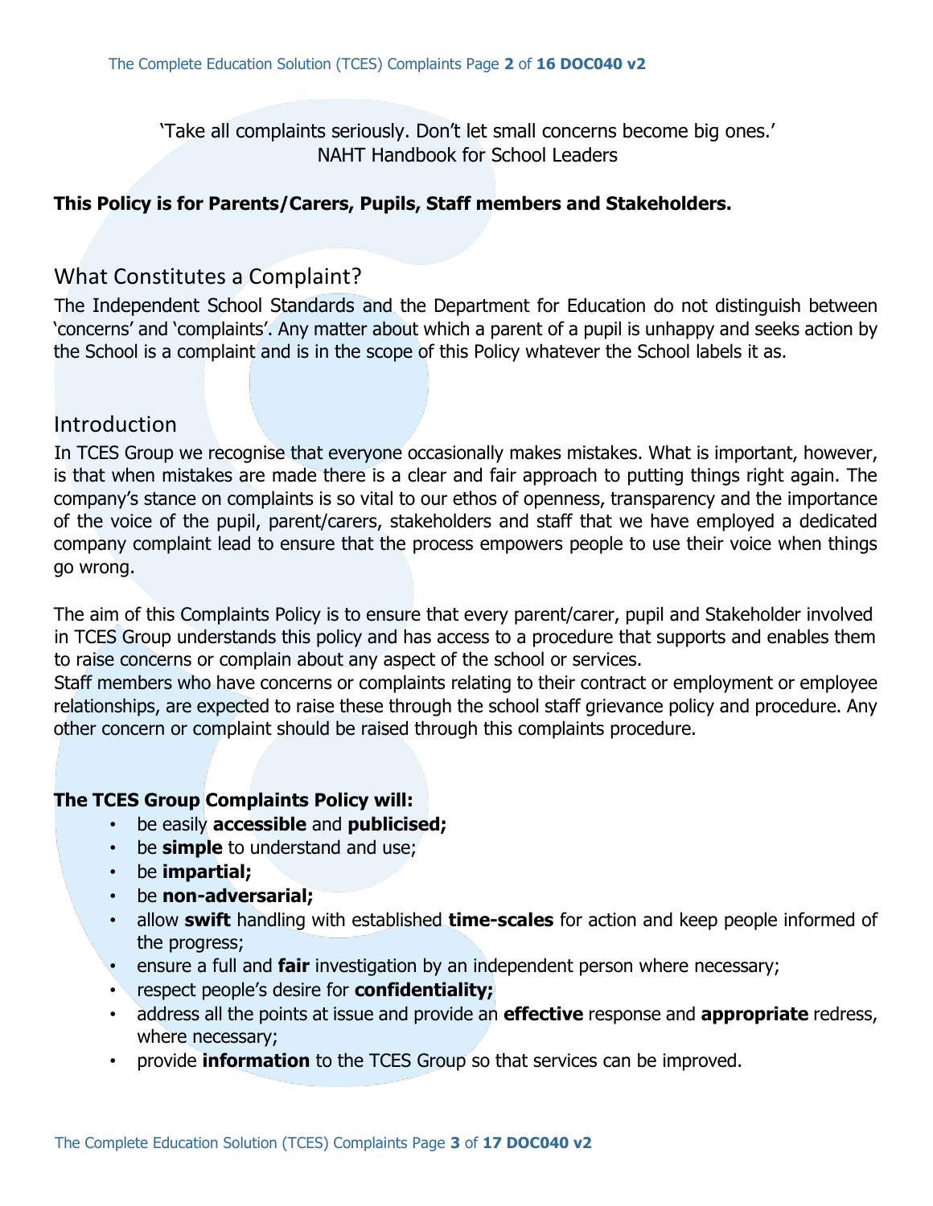'Take all complaints seriously. Don't let small concerns become big ones.'
NAHT Handbook for School Leaders

**This Policy is for Parents/Carers, Pupils, Staff members and Stakeholders.**

## What Constitutes a Complaint?

The Independent School Standards and the Department for Education do not distinguish between 'concerns' and 'complaints'. Any matter about which a parent of a pupil is unhappy and seeks action by the School is a complaint and is in the scope of this Policy whatever the School labels it as.

## Introduction

In TCES Group we recognise that everyone occasionally makes mistakes. What is important, however, is that when mistakes are made there is a clear and fair approach to putting things right again. The company's stance on complaints is so vital to our ethos of openness, transparency and the importance of the voice of the pupil, parent/carers, stakeholders and staff that we have employed a dedicated company complaint lead to ensure that the process empowers people to use their voice when things go wrong.

The aim of this Complaints Policy is to ensure that every parent/carer, pupil and Stakeholder involved in TCES Group understands this policy and has access to a procedure that supports and enables them to raise concerns or complain about any aspect of the school or services.
Staff members who have concerns or complaints relating to their contract or employment or employee relationships, are expected to raise these through the school staff grievance policy and procedure. Any other concern or complaint should be raised through this complaints procedure.

**The TCES Group Complaints Policy will:**

- be easily **accessible** and **publicised;**
- be **simple** to understand and use;
- be **impartial;**
- be **non-adversarial;**
- allow **swift** handling with established **time-scales** for action and keep people informed of the progress;
- ensure a full and **fair** investigation by an independent person where necessary;
- respect people's desire for **confidentiality;**
- address all the points at issue and provide an **effective** response and **appropriate** redress, where necessary;
- provide **information** to the TCES Group so that services can be improved.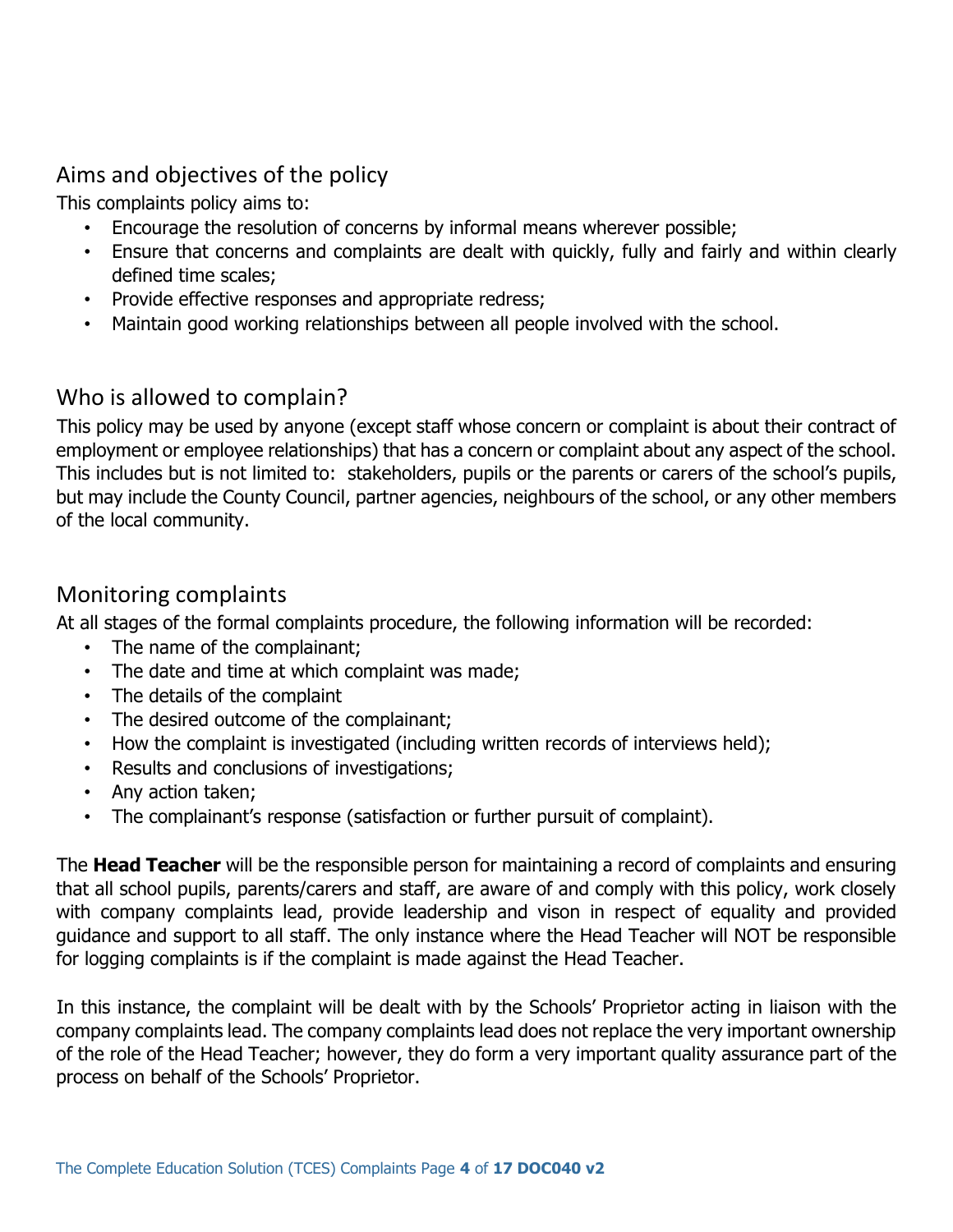## Aims and objectives of the policy

This complaints policy aims to:

- Encourage the resolution of concerns by informal means wherever possible;
- Ensure that concerns and complaints are dealt with quickly, fully and fairly and within clearly defined time scales;
- Provide effective responses and appropriate redress;
- Maintain good working relationships between all people involved with the school.

## Who is allowed to complain?

This policy may be used by anyone (except staff whose concern or complaint is about their contract of employment or employee relationships) that has a concern or complaint about any aspect of the school. This includes but is not limited to: stakeholders, pupils or the parents or carers of the school's pupils, but may include the County Council, partner agencies, neighbours of the school, or any other members of the local community.

## Monitoring complaints

At all stages of the formal complaints procedure, the following information will be recorded:

- The name of the complainant;
- The date and time at which complaint was made;
- The details of the complaint
- The desired outcome of the complainant;
- How the complaint is investigated (including written records of interviews held);
- Results and conclusions of investigations;
- Any action taken;
- The complainant's response (satisfaction or further pursuit of complaint).

The **Head Teacher** will be the responsible person for maintaining a record of complaints and ensuring that all school pupils, parents/carers and staff, are aware of and comply with this policy, work closely with company complaints lead, provide leadership and vison in respect of equality and provided guidance and support to all staff. The only instance where the Head Teacher will NOT be responsible for logging complaints is if the complaint is made against the Head Teacher.

In this instance, the complaint will be dealt with by the Schools' Proprietor acting in liaison with the company complaints lead. The company complaints lead does not replace the very important ownership of the role of the Head Teacher; however, they do form a very important quality assurance part of the process on behalf of the Schools' Proprietor.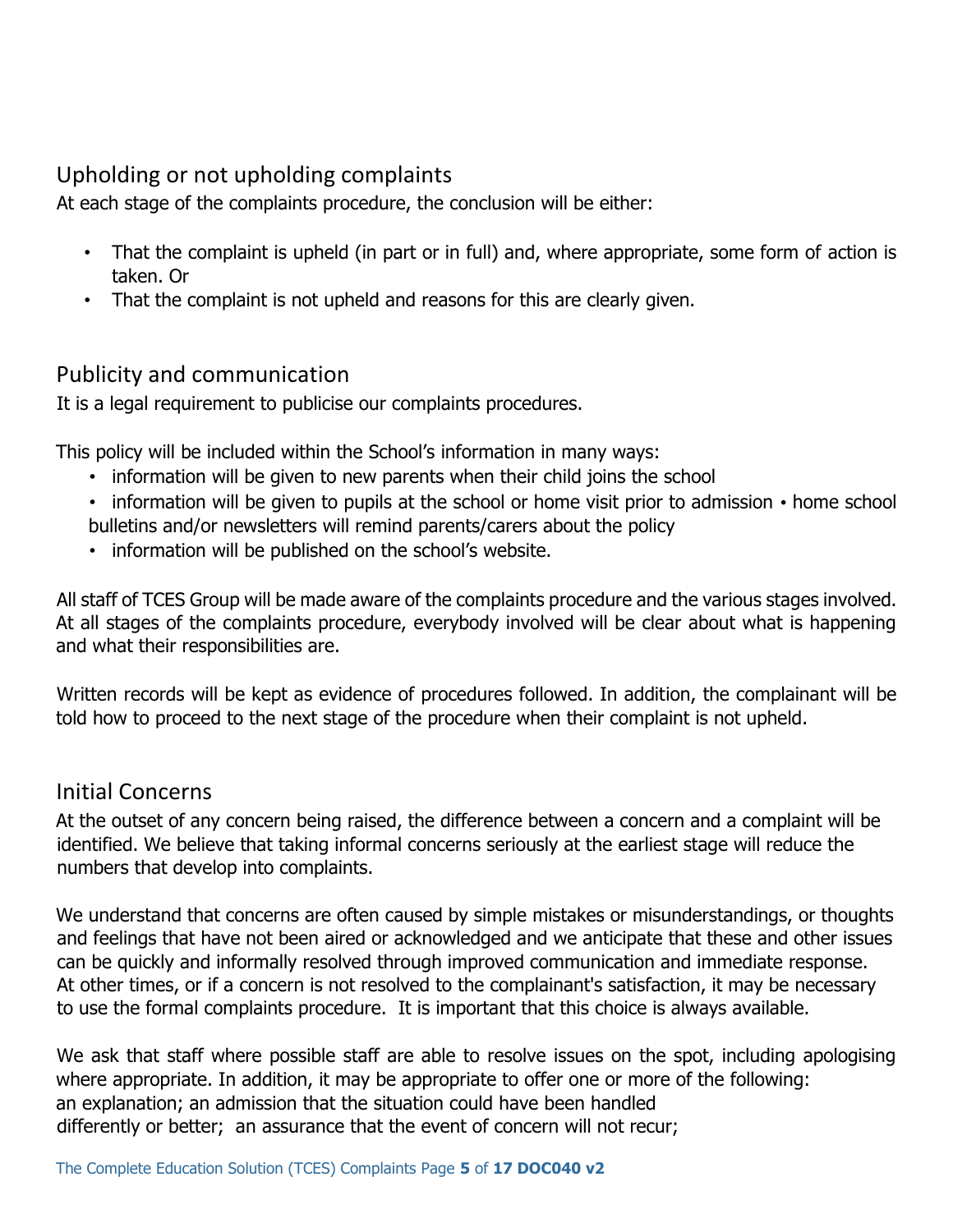## Upholding or not upholding complaints

At each stage of the complaints procedure, the conclusion will be either:

- That the complaint is upheld (in part or in full) and, where appropriate, some form of action is taken. Or
- That the complaint is not upheld and reasons for this are clearly given.

## Publicity and communication

It is a legal requirement to publicise our complaints procedures.

This policy will be included within the School's information in many ways:

- information will be given to new parents when their child joins the school
- information will be given to pupils at the school or home visit prior to admission • home school bulletins and/or newsletters will remind parents/carers about the policy
- information will be published on the school's website.

All staff of TCES Group will be made aware of the complaints procedure and the various stages involved. At all stages of the complaints procedure, everybody involved will be clear about what is happening and what their responsibilities are.

Written records will be kept as evidence of procedures followed. In addition, the complainant will be told how to proceed to the next stage of the procedure when their complaint is not upheld.

## Initial Concerns

At the outset of any concern being raised, the difference between a concern and a complaint will be identified. We believe that taking informal concerns seriously at the earliest stage will reduce the numbers that develop into complaints.

We understand that concerns are often caused by simple mistakes or misunderstandings, or thoughts and feelings that have not been aired or acknowledged and we anticipate that these and other issues can be quickly and informally resolved through improved communication and immediate response. At other times, or if a concern is not resolved to the complainant's satisfaction, it may be necessary to use the formal complaints procedure. It is important that this choice is always available.

We ask that staff where possible staff are able to resolve issues on the spot, including apologising where appropriate. In addition, it may be appropriate to offer one or more of the following: an explanation; an admission that the situation could have been handled differently or better; an assurance that the event of concern will not recur;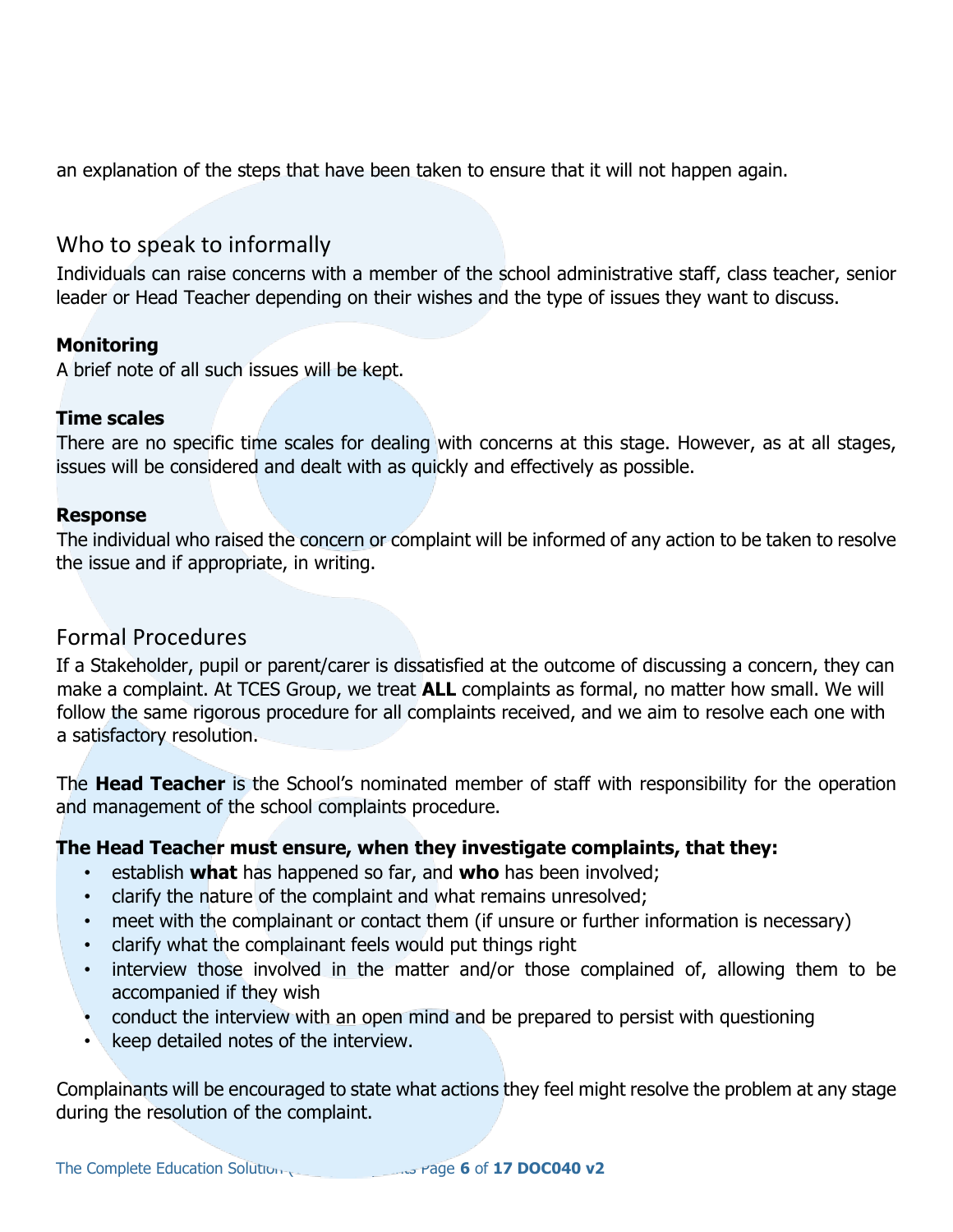an explanation of the steps that have been taken to ensure that it will not happen again.

## Who to speak to informally

Individuals can raise concerns with a member of the school administrative staff, class teacher, senior leader or Head Teacher depending on their wishes and the type of issues they want to discuss.

**Monitoring**

A brief note of all such issues will be kept.

**Time scales**

There are no specific time scales for dealing with concerns at this stage. However, as at all stages, issues will be considered and dealt with as quickly and effectively as possible.

**Response**

The individual who raised the concern or complaint will be informed of any action to be taken to resolve the issue and if appropriate, in writing.

## Formal Procedures

If a Stakeholder, pupil or parent/carer is dissatisfied at the outcome of discussing a concern, they can make a complaint. At TCES Group, we treat **ALL** complaints as formal, no matter how small. We will follow the same rigorous procedure for all complaints received, and we aim to resolve each one with a satisfactory resolution.

The **Head Teacher** is the School's nominated member of staff with responsibility for the operation and management of the school complaints procedure.

**The Head Teacher must ensure, when they investigate complaints, that they:**

- establish **what** has happened so far, and **who** has been involved;
- clarify the nature of the complaint and what remains unresolved;
- meet with the complainant or contact them (if unsure or further information is necessary)
- clarify what the complainant feels would put things right
- interview those involved in the matter and/or those complained of, allowing them to be accompanied if they wish
- conduct the interview with an open mind and be prepared to persist with questioning
- keep detailed notes of the interview.

Complainants will be encouraged to state what actions they feel might resolve the problem at any stage during the resolution of the complaint.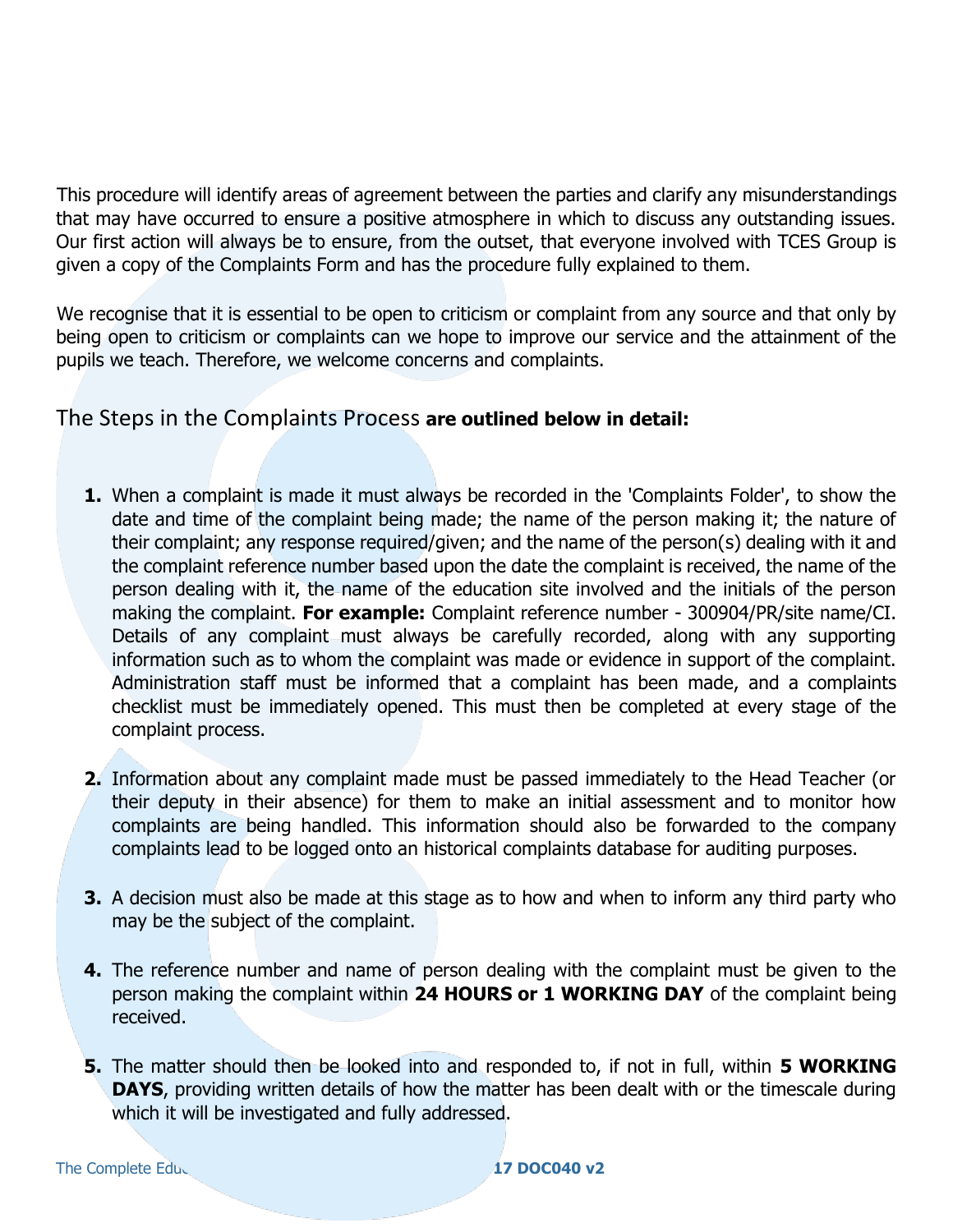This procedure will identify areas of agreement between the parties and clarify any misunderstandings that may have occurred to ensure a positive atmosphere in which to discuss any outstanding issues. Our first action will always be to ensure, from the outset, that everyone involved with TCES Group is given a copy of the Complaints Form and has the procedure fully explained to them.

We recognise that it is essential to be open to criticism or complaint from any source and that only by being open to criticism or complaints can we hope to improve our service and the attainment of the pupils we teach. Therefore, we welcome concerns and complaints.

## The Steps in the Complaints Process **are outlined below in detail:**

1. When a complaint is made it must always be recorded in the 'Complaints Folder', to show the date and time of the complaint being made; the name of the person making it; the nature of their complaint; any response required/given; and the name of the person(s) dealing with it and the complaint reference number based upon the date the complaint is received, the name of the person dealing with it, the name of the education site involved and the initials of the person making the complaint. **For example:** Complaint reference number - 300904/PR/site name/CI. Details of any complaint must always be carefully recorded, along with any supporting information such as to whom the complaint was made or evidence in support of the complaint. Administration staff must be informed that a complaint has been made, and a complaints checklist must be immediately opened. This must then be completed at every stage of the complaint process.

2. Information about any complaint made must be passed immediately to the Head Teacher (or their deputy in their absence) for them to make an initial assessment and to monitor how complaints are being handled. This information should also be forwarded to the company complaints lead to be logged onto an historical complaints database for auditing purposes.

3. A decision must also be made at this stage as to how and when to inform any third party who may be the subject of the complaint.

4. The reference number and name of person dealing with the complaint must be given to the person making the complaint within **24 HOURS or 1 WORKING DAY** of the complaint being received.

5. The matter should then be looked into and responded to, if not in full, within **5 WORKING DAYS**, providing written details of how the matter has been dealt with or the timescale during which it will be investigated and fully addressed.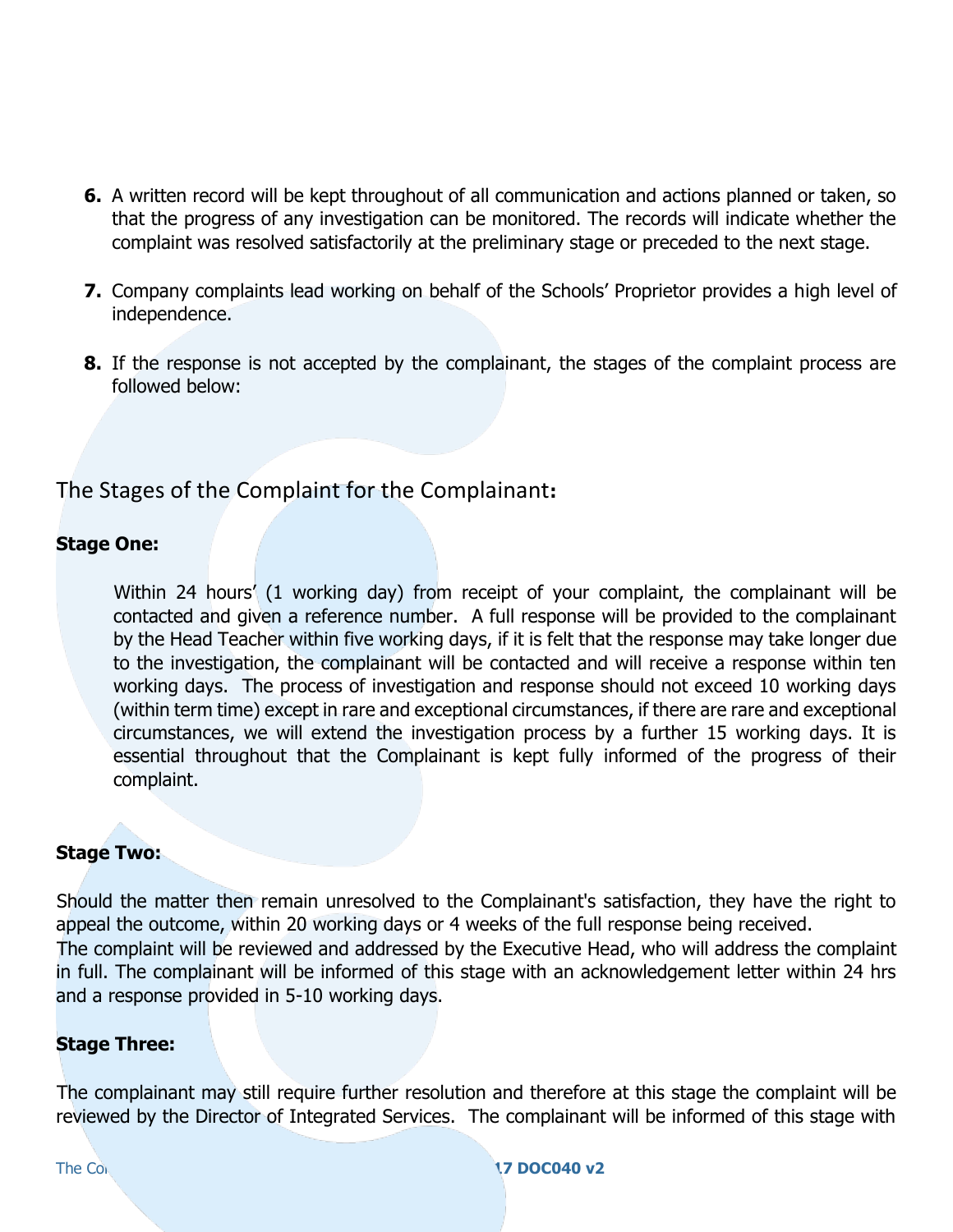6. A written record will be kept throughout of all communication and actions planned or taken, so that the progress of any investigation can be monitored. The records will indicate whether the complaint was resolved satisfactorily at the preliminary stage or preceded to the next stage.

7. Company complaints lead working on behalf of the Schools' Proprietor provides a high level of independence.

8. If the response is not accepted by the complainant, the stages of the complaint process are followed below:

## The Stages of the Complaint for the Complainant:

**Stage One:**

Within 24 hours' (1 working day) from receipt of your complaint, the complainant will be contacted and given a reference number. A full response will be provided to the complainant by the Head Teacher within five working days, if it is felt that the response may take longer due to the investigation, the complainant will be contacted and will receive a response within ten working days. The process of investigation and response should not exceed 10 working days (within term time) except in rare and exceptional circumstances, if there are rare and exceptional circumstances, we will extend the investigation process by a further 15 working days. It is essential throughout that the Complainant is kept fully informed of the progress of their complaint.

**Stage Two:**

Should the matter then remain unresolved to the Complainant's satisfaction, they have the right to appeal the outcome, within 20 working days or 4 weeks of the full response being received.
The complaint will be reviewed and addressed by the Executive Head, who will address the complaint in full. The complainant will be informed of this stage with an acknowledgement letter within 24 hrs and a response provided in 5-10 working days.

**Stage Three:**

The complainant may still require further resolution and therefore at this stage the complaint will be reviewed by the Director of Integrated Services. The complainant will be informed of this stage with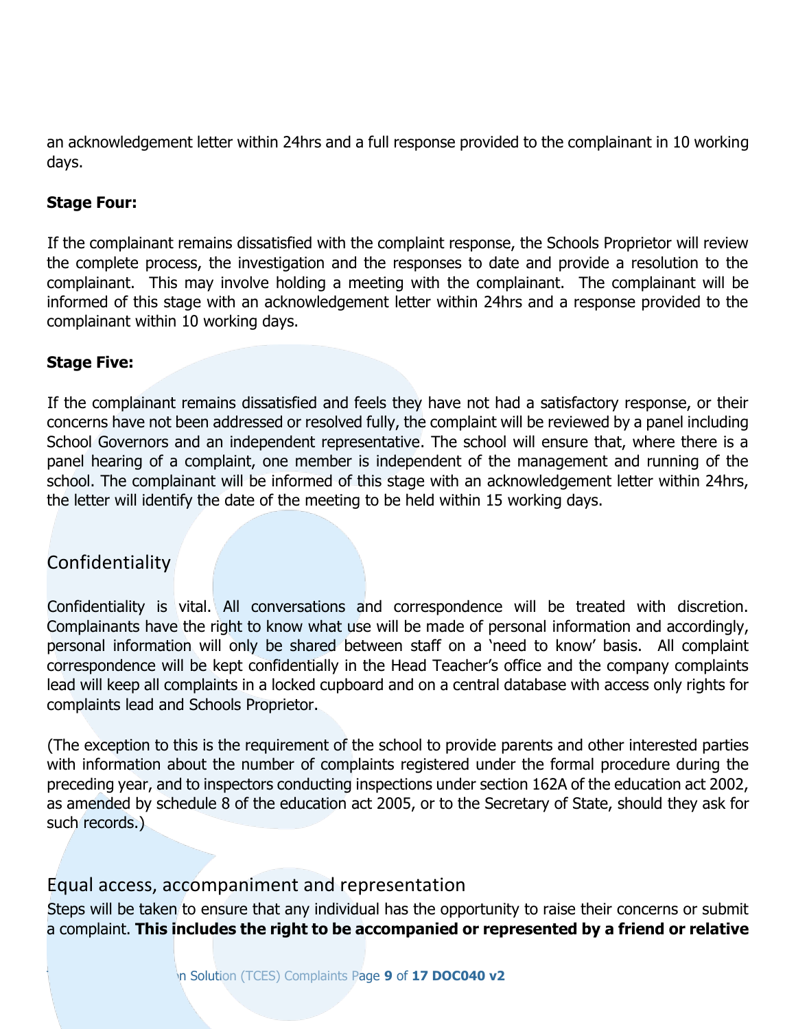an acknowledgement letter within 24hrs and a full response provided to the complainant in 10 working days.

**Stage Four:**

If the complainant remains dissatisfied with the complaint response, the Schools Proprietor will review the complete process, the investigation and the responses to date and provide a resolution to the complainant. This may involve holding a meeting with the complainant. The complainant will be informed of this stage with an acknowledgement letter within 24hrs and a response provided to the complainant within 10 working days.

**Stage Five:**

If the complainant remains dissatisfied and feels they have not had a satisfactory response, or their concerns have not been addressed or resolved fully, the complaint will be reviewed by a panel including School Governors and an independent representative. The school will ensure that, where there is a panel hearing of a complaint, one member is independent of the management and running of the school. The complainant will be informed of this stage with an acknowledgement letter within 24hrs, the letter will identify the date of the meeting to be held within 15 working days.

## Confidentiality

Confidentiality is vital. All conversations and correspondence will be treated with discretion. Complainants have the right to know what use will be made of personal information and accordingly, personal information will only be shared between staff on a 'need to know' basis. All complaint correspondence will be kept confidentially in the Head Teacher's office and the company complaints lead will keep all complaints in a locked cupboard and on a central database with access only rights for complaints lead and Schools Proprietor.

(The exception to this is the requirement of the school to provide parents and other interested parties with information about the number of complaints registered under the formal procedure during the preceding year, and to inspectors conducting inspections under section 162A of the education act 2002, as amended by schedule 8 of the education act 2005, or to the Secretary of State, should they ask for such records.)

## Equal access, accompaniment and representation

Steps will be taken to ensure that any individual has the opportunity to raise their concerns or submit a complaint. **This includes the right to be accompanied or represented by a friend or relative**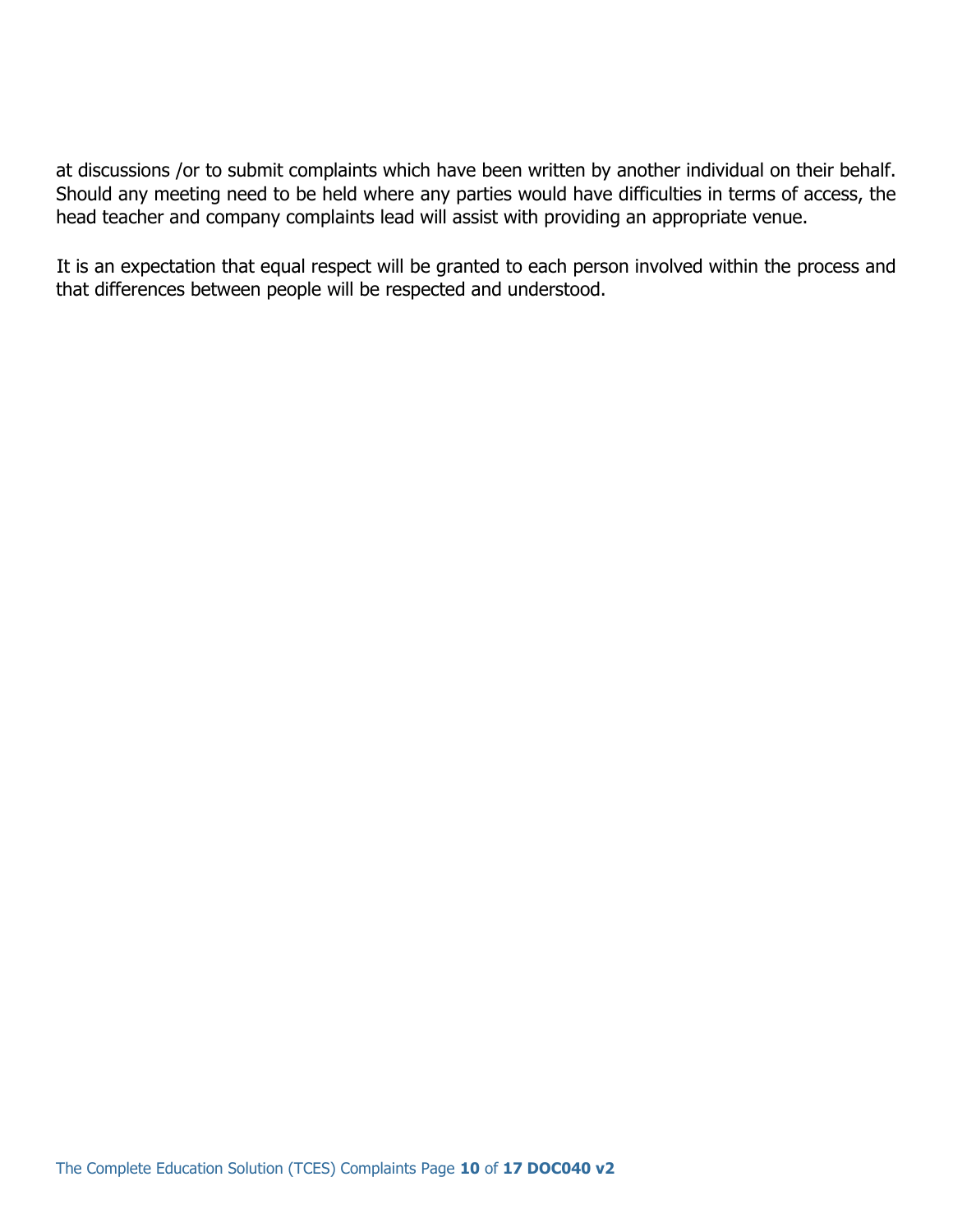at discussions /or to submit complaints which have been written by another individual on their behalf. Should any meeting need to be held where any parties would have difficulties in terms of access, the head teacher and company complaints lead will assist with providing an appropriate venue.

It is an expectation that equal respect will be granted to each person involved within the process and that differences between people will be respected and understood.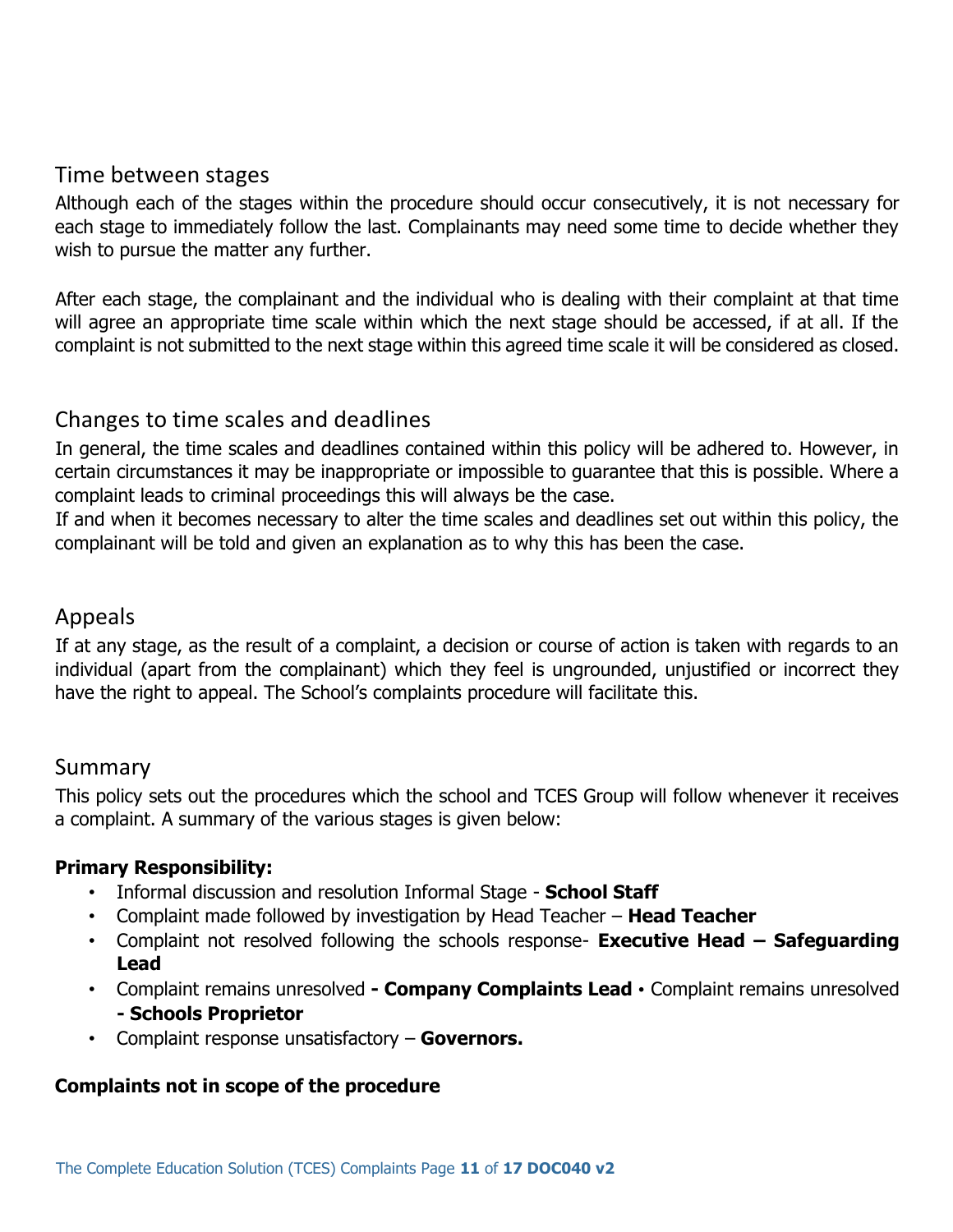## Time between stages

Although each of the stages within the procedure should occur consecutively, it is not necessary for each stage to immediately follow the last. Complainants may need some time to decide whether they wish to pursue the matter any further.

After each stage, the complainant and the individual who is dealing with their complaint at that time will agree an appropriate time scale within which the next stage should be accessed, if at all. If the complaint is not submitted to the next stage within this agreed time scale it will be considered as closed.

## Changes to time scales and deadlines

In general, the time scales and deadlines contained within this policy will be adhered to. However, in certain circumstances it may be inappropriate or impossible to guarantee that this is possible. Where a complaint leads to criminal proceedings this will always be the case.

If and when it becomes necessary to alter the time scales and deadlines set out within this policy, the complainant will be told and given an explanation as to why this has been the case.

## Appeals

If at any stage, as the result of a complaint, a decision or course of action is taken with regards to an individual (apart from the complainant) which they feel is ungrounded, unjustified or incorrect they have the right to appeal. The School's complaints procedure will facilitate this.

## Summary

This policy sets out the procedures which the school and TCES Group will follow whenever it receives a complaint. A summary of the various stages is given below:

**Primary Responsibility:**

- Informal discussion and resolution Informal Stage - **School Staff**
- Complaint made followed by investigation by Head Teacher – **Head Teacher**
- Complaint not resolved following the schools response- **Executive Head – Safeguarding Lead**
- Complaint remains unresolved **- Company Complaints Lead** • Complaint remains unresolved **- Schools Proprietor**
- Complaint response unsatisfactory – **Governors.**

**Complaints not in scope of the procedure**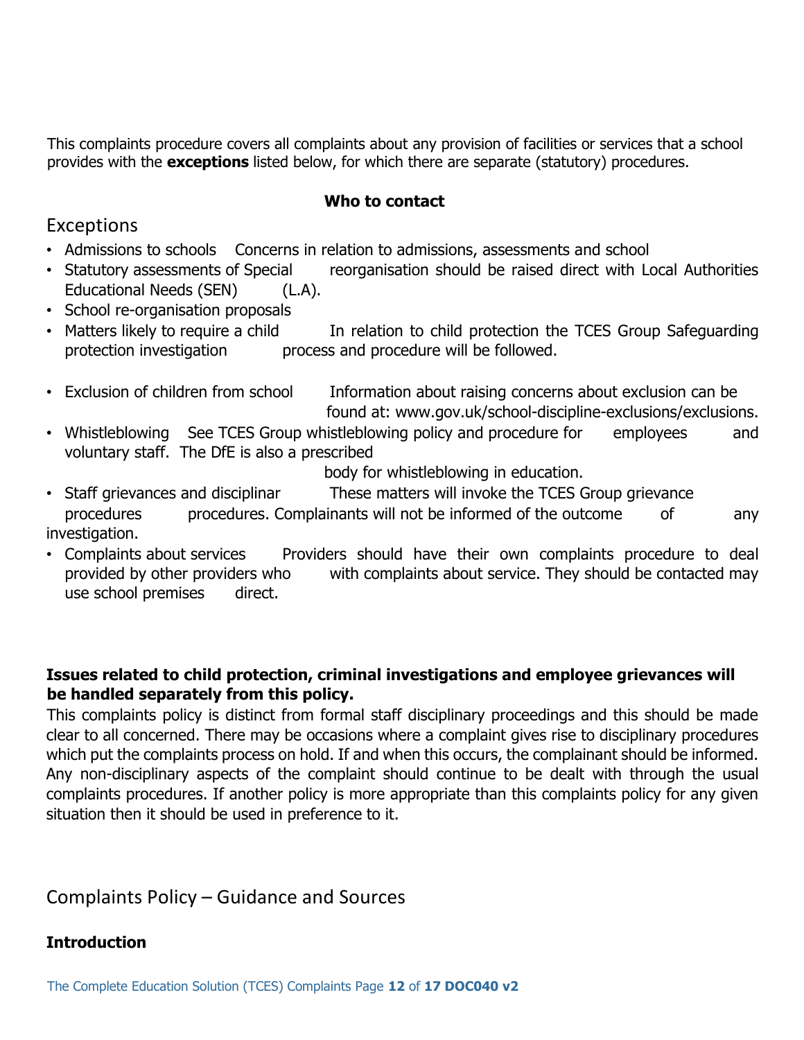This complaints procedure covers all complaints about any provision of facilities or services that a school provides with the **exceptions** listed below, for which there are separate (statutory) procedures.

| Exceptions | Who to contact |
|---|---|
| • Admissions to schools<br>• Statutory assessments of Special Educational Needs (SEN)<br>• School re-organisation proposals | Concerns in relation to admissions, assessments and school reorganisation should be raised direct with Local Authorities (L.A). |
| • Matters likely to require a child protection investigation | In relation to child protection the TCES Group Safeguarding process and procedure will be followed. |
| • Exclusion of children from school | Information about raising concerns about exclusion can be found at: www.gov.uk/school-discipline-exclusions/exclusions. |
| • Whistleblowing | See TCES Group whistleblowing policy and procedure for employees and voluntary staff. The DfE is also a prescribed body for whistleblowing in education. |
| • Staff grievances and disciplinar procedures | These matters will invoke the TCES Group grievance procedures. Complainants will not be informed of the outcome of any investigation. |
| • Complaints about services provided by other providers who use school premises | Providers should have their own complaints procedure to deal with complaints about service. They should be contacted may direct. |

**Issues related to child protection, criminal investigations and employee grievances will be handled separately from this policy.**

This complaints policy is distinct from formal staff disciplinary proceedings and this should be made clear to all concerned. There may be occasions where a complaint gives rise to disciplinary procedures which put the complaints process on hold. If and when this occurs, the complainant should be informed. Any non-disciplinary aspects of the complaint should continue to be dealt with through the usual complaints procedures. If another policy is more appropriate than this complaints policy for any given situation then it should be used in preference to it.

## Complaints Policy – Guidance and Sources

**Introduction**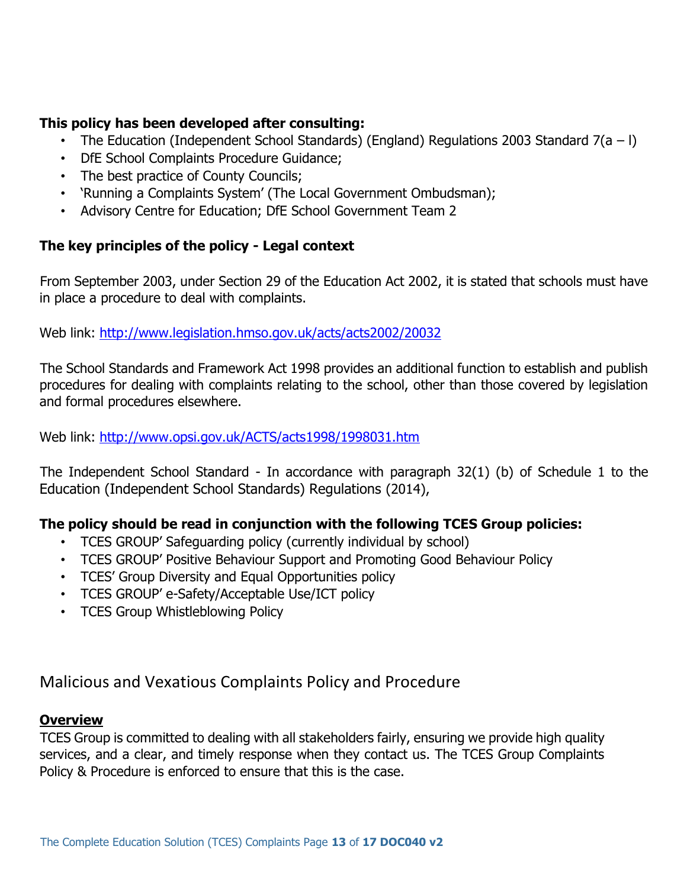**This policy has been developed after consulting:**

- The Education (Independent School Standards) (England) Regulations 2003 Standard 7(a – l)
- DfE School Complaints Procedure Guidance;
- The best practice of County Councils;
- 'Running a Complaints System' (The Local Government Ombudsman);
- Advisory Centre for Education; DfE School Government Team 2

**The key principles of the policy - Legal context**

From September 2003, under Section 29 of the Education Act 2002, it is stated that schools must have in place a procedure to deal with complaints.

Web link: http://www.legislation.hmso.gov.uk/acts/acts2002/20032

The School Standards and Framework Act 1998 provides an additional function to establish and publish procedures for dealing with complaints relating to the school, other than those covered by legislation and formal procedures elsewhere.

Web link: http://www.opsi.gov.uk/ACTS/acts1998/1998031.htm

The Independent School Standard - In accordance with paragraph 32(1) (b) of Schedule 1 to the Education (Independent School Standards) Regulations (2014),

**The policy should be read in conjunction with the following TCES Group policies:**

- TCES GROUP' Safeguarding policy (currently individual by school)
- TCES GROUP' Positive Behaviour Support and Promoting Good Behaviour Policy
- TCES' Group Diversity and Equal Opportunities policy
- TCES GROUP' e-Safety/Acceptable Use/ICT policy
- TCES Group Whistleblowing Policy

## Malicious and Vexatious Complaints Policy and Procedure

**Overview**

TCES Group is committed to dealing with all stakeholders fairly, ensuring we provide high quality services, and a clear, and timely response when they contact us. The TCES Group Complaints Policy & Procedure is enforced to ensure that this is the case.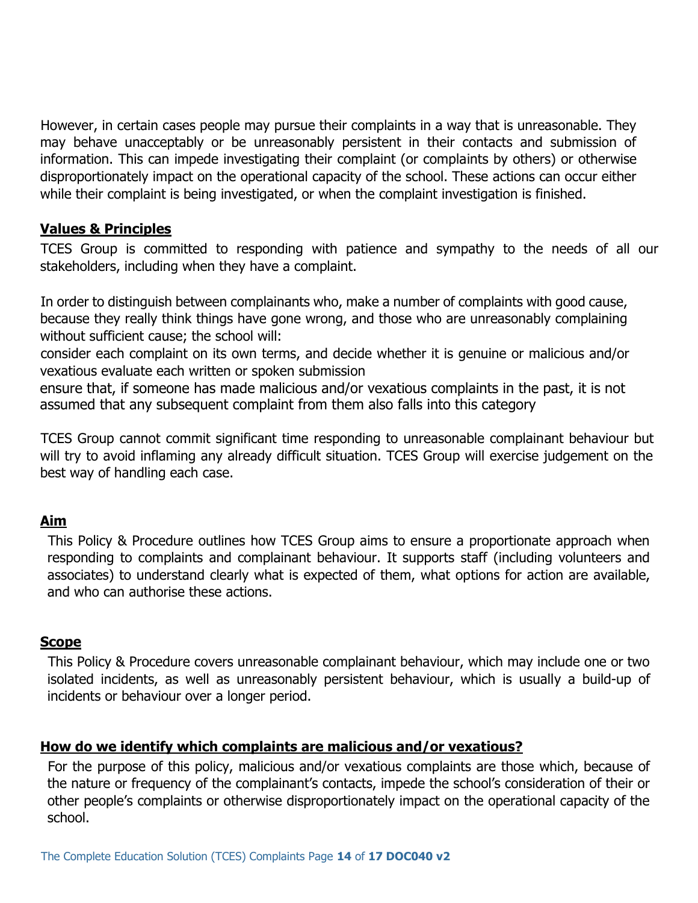However, in certain cases people may pursue their complaints in a way that is unreasonable. They may behave unacceptably or be unreasonably persistent in their contacts and submission of information. This can impede investigating their complaint (or complaints by others) or otherwise disproportionately impact on the operational capacity of the school. These actions can occur either while their complaint is being investigated, or when the complaint investigation is finished.

## Values & Principles

TCES Group is committed to responding with patience and sympathy to the needs of all our stakeholders, including when they have a complaint.

In order to distinguish between complainants who, make a number of complaints with good cause, because they really think things have gone wrong, and those who are unreasonably complaining without sufficient cause; the school will:

consider each complaint on its own terms, and decide whether it is genuine or malicious and/or vexatious evaluate each written or spoken submission

ensure that, if someone has made malicious and/or vexatious complaints in the past, it is not assumed that any subsequent complaint from them also falls into this category

TCES Group cannot commit significant time responding to unreasonable complainant behaviour but will try to avoid inflaming any already difficult situation. TCES Group will exercise judgement on the best way of handling each case.

## Aim

This Policy & Procedure outlines how TCES Group aims to ensure a proportionate approach when responding to complaints and complainant behaviour. It supports staff (including volunteers and associates) to understand clearly what is expected of them, what options for action are available, and who can authorise these actions.

## Scope

This Policy & Procedure covers unreasonable complainant behaviour, which may include one or two isolated incidents, as well as unreasonably persistent behaviour, which is usually a build-up of incidents or behaviour over a longer period.

## How do we identify which complaints are malicious and/or vexatious?

For the purpose of this policy, malicious and/or vexatious complaints are those which, because of the nature or frequency of the complainant's contacts, impede the school's consideration of their or other people's complaints or otherwise disproportionately impact on the operational capacity of the school.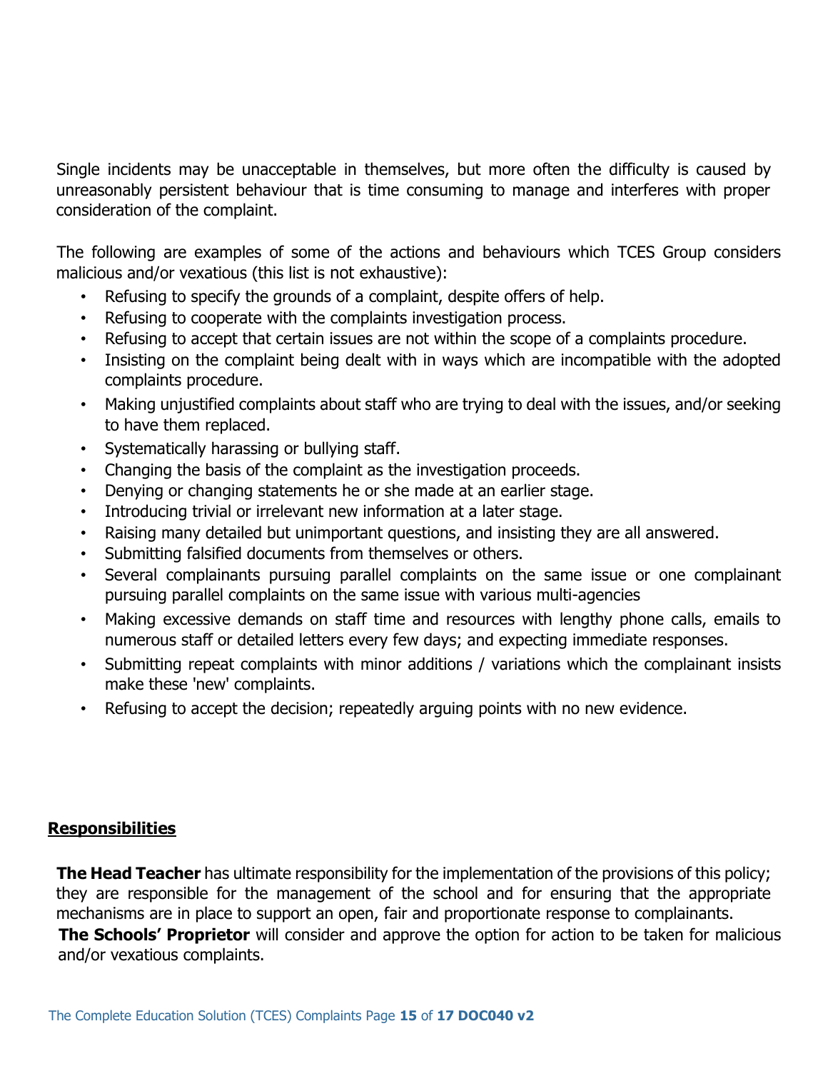Single incidents may be unacceptable in themselves, but more often the difficulty is caused by unreasonably persistent behaviour that is time consuming to manage and interferes with proper consideration of the complaint.

The following are examples of some of the actions and behaviours which TCES Group considers malicious and/or vexatious (this list is not exhaustive):

- Refusing to specify the grounds of a complaint, despite offers of help.
- Refusing to cooperate with the complaints investigation process.
- Refusing to accept that certain issues are not within the scope of a complaints procedure.
- Insisting on the complaint being dealt with in ways which are incompatible with the adopted complaints procedure.
- Making unjustified complaints about staff who are trying to deal with the issues, and/or seeking to have them replaced.
- Systematically harassing or bullying staff.
- Changing the basis of the complaint as the investigation proceeds.
- Denying or changing statements he or she made at an earlier stage.
- Introducing trivial or irrelevant new information at a later stage.
- Raising many detailed but unimportant questions, and insisting they are all answered.
- Submitting falsified documents from themselves or others.
- Several complainants pursuing parallel complaints on the same issue or one complainant pursuing parallel complaints on the same issue with various multi-agencies
- Making excessive demands on staff time and resources with lengthy phone calls, emails to numerous staff or detailed letters every few days; and expecting immediate responses.
- Submitting repeat complaints with minor additions / variations which the complainant insists make these 'new' complaints.
- Refusing to accept the decision; repeatedly arguing points with no new evidence.

## Responsibilities

**The Head Teacher** has ultimate responsibility for the implementation of the provisions of this policy; they are responsible for the management of the school and for ensuring that the appropriate mechanisms are in place to support an open, fair and proportionate response to complainants.

**The Schools' Proprietor** will consider and approve the option for action to be taken for malicious and/or vexatious complaints.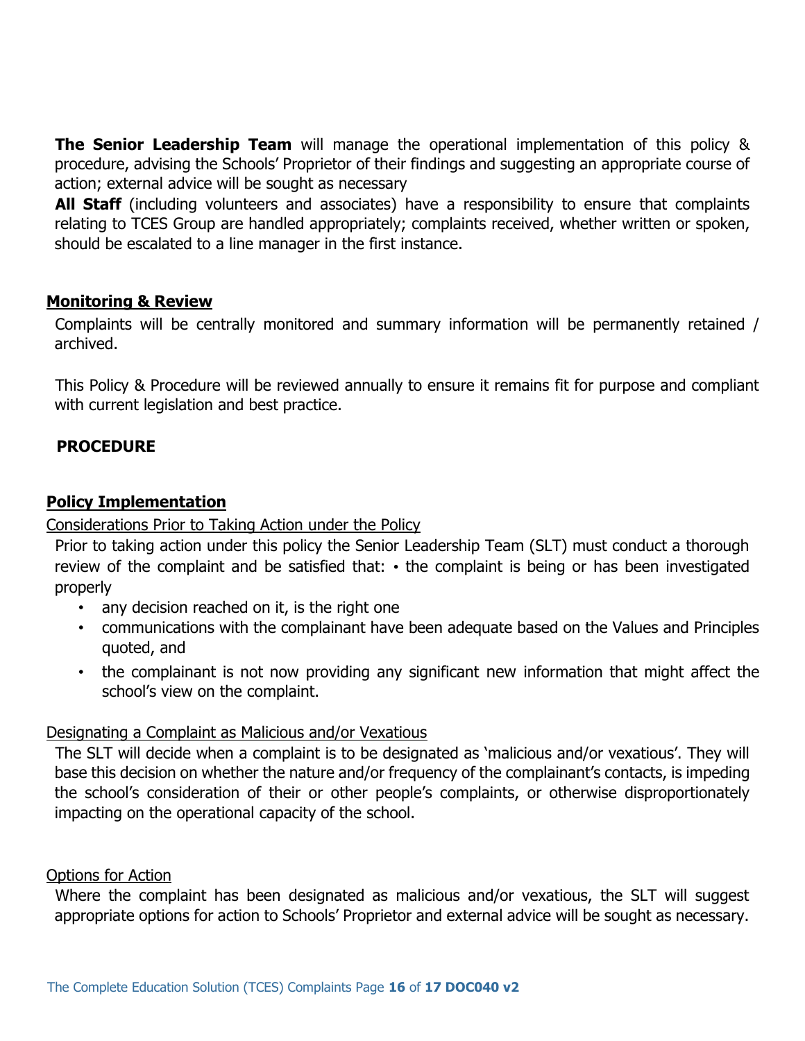**The Senior Leadership Team** will manage the operational implementation of this policy & procedure, advising the Schools' Proprietor of their findings and suggesting an appropriate course of action; external advice will be sought as necessary

**All Staff** (including volunteers and associates) have a responsibility to ensure that complaints relating to TCES Group are handled appropriately; complaints received, whether written or spoken, should be escalated to a line manager in the first instance.

## Monitoring & Review

Complaints will be centrally monitored and summary information will be permanently retained / archived.

This Policy & Procedure will be reviewed annually to ensure it remains fit for purpose and compliant with current legislation and best practice.

# PROCEDURE

## Policy Implementation

### Considerations Prior to Taking Action under the Policy

Prior to taking action under this policy the Senior Leadership Team (SLT) must conduct a thorough review of the complaint and be satisfied that:

- the complaint is being or has been investigated properly
- any decision reached on it, is the right one
- communications with the complainant have been adequate based on the Values and Principles quoted, and
- the complainant is not now providing any significant new information that might affect the school's view on the complaint.

### Designating a Complaint as Malicious and/or Vexatious

The SLT will decide when a complaint is to be designated as 'malicious and/or vexatious'. They will base this decision on whether the nature and/or frequency of the complainant's contacts, is impeding the school's consideration of their or other people's complaints, or otherwise disproportionately impacting on the operational capacity of the school.

### Options for Action

Where the complaint has been designated as malicious and/or vexatious, the SLT will suggest appropriate options for action to Schools' Proprietor and external advice will be sought as necessary.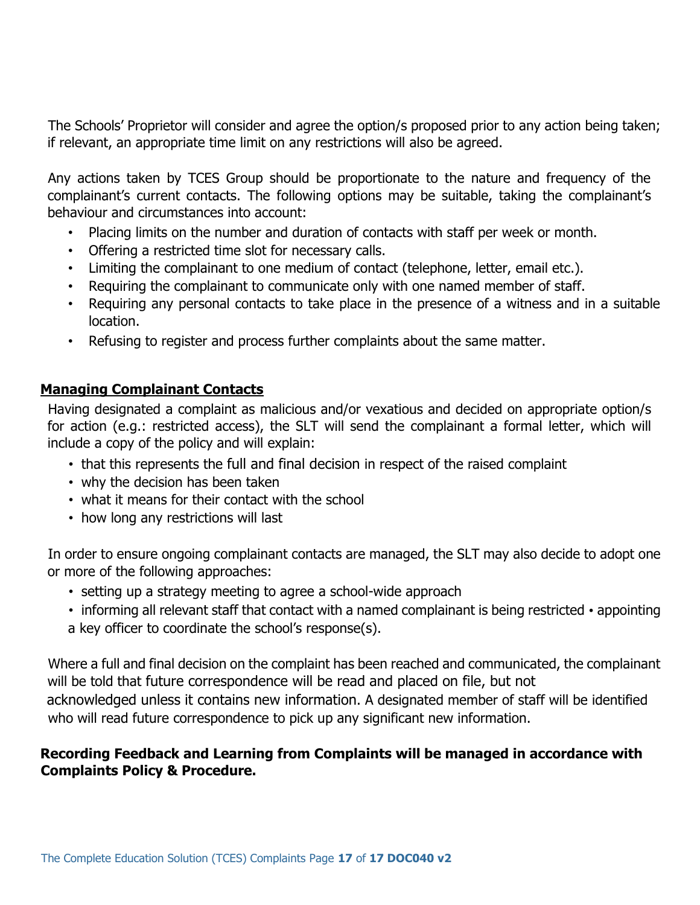The Schools' Proprietor will consider and agree the option/s proposed prior to any action being taken; if relevant, an appropriate time limit on any restrictions will also be agreed.

Any actions taken by TCES Group should be proportionate to the nature and frequency of the complainant's current contacts. The following options may be suitable, taking the complainant's behaviour and circumstances into account:

- Placing limits on the number and duration of contacts with staff per week or month.
- Offering a restricted time slot for necessary calls.
- Limiting the complainant to one medium of contact (telephone, letter, email etc.).
- Requiring the complainant to communicate only with one named member of staff.
- Requiring any personal contacts to take place in the presence of a witness and in a suitable location.
- Refusing to register and process further complaints about the same matter.

## Managing Complainant Contacts

Having designated a complaint as malicious and/or vexatious and decided on appropriate option/s for action (e.g.: restricted access), the SLT will send the complainant a formal letter, which will include a copy of the policy and will explain:

- that this represents the full and final decision in respect of the raised complaint
- why the decision has been taken
- what it means for their contact with the school
- how long any restrictions will last

In order to ensure ongoing complainant contacts are managed, the SLT may also decide to adopt one or more of the following approaches:

- setting up a strategy meeting to agree a school-wide approach
- informing all relevant staff that contact with a named complainant is being restricted
- appointing a key officer to coordinate the school's response(s).

Where a full and final decision on the complaint has been reached and communicated, the complainant will be told that future correspondence will be read and placed on file, but not acknowledged unless it contains new information. A designated member of staff will be identified who will read future correspondence to pick up any significant new information.

**Recording Feedback and Learning from Complaints will be managed in accordance with Complaints Policy & Procedure.**